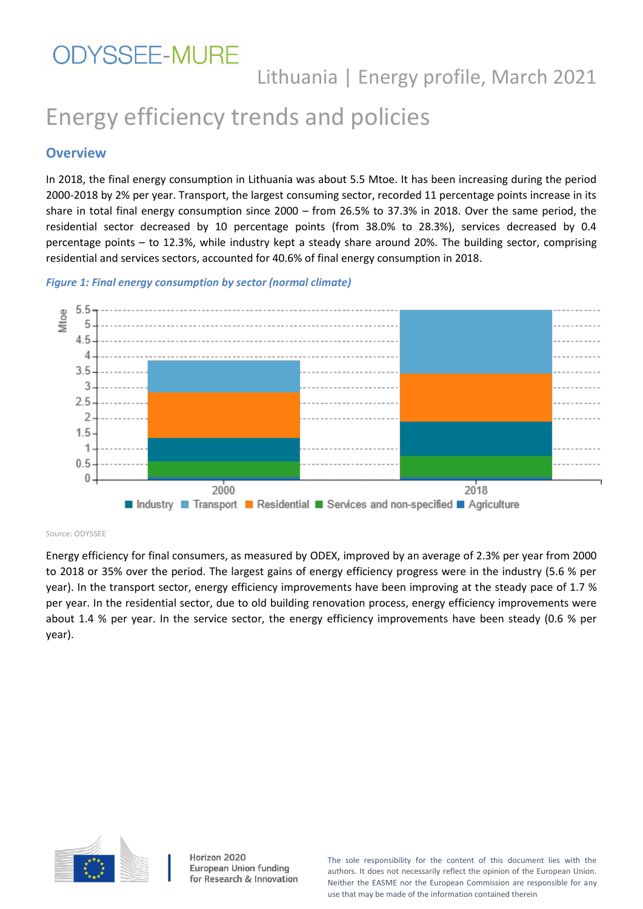ODYSSEE-MURE

Lithuania | Energy profile, March 2021

# Energy efficiency trends and policies

## Overview

In 2018, the final energy consumption in Lithuania was about 5.5 Mtoe. It has been increasing during the period 2000-2018 by 2% per year. Transport, the largest consuming sector, recorded 11 percentage points increase in its share in total final energy consumption since 2000 – from 26.5% to 37.3% in 2018. Over the same period, the residential sector decreased by 10 percentage points (from 38.0% to 28.3%), services decreased by 0.4 percentage points – to 12.3%, while industry kept a steady share around 20%. The building sector, comprising residential and services sectors, accounted for 40.6% of final energy consumption in 2018.

***Figure 1: Final energy consumption by sector (normal climate)***

Source: ODYSSEE

Energy efficiency for final consumers, as measured by ODEX, improved by an average of 2.3% per year from 2000 to 2018 or 35% over the period. The largest gains of energy efficiency progress were in the industry (5.6 % per year). In the transport sector, energy efficiency improvements have been improving at the steady pace of 1.7 % per year. In the residential sector, due to old building renovation process, energy efficiency improvements were about 1.4 % per year. In the service sector, the energy efficiency improvements have been steady (0.6 % per year).

Horizon 2020
European Union funding
for Research & Innovation

The sole responsibility for the content of this document lies with the authors. It does not necessarily reflect the opinion of the European Union. Neither the EASME nor the European Commission are responsible for any use that may be made of the information contained therein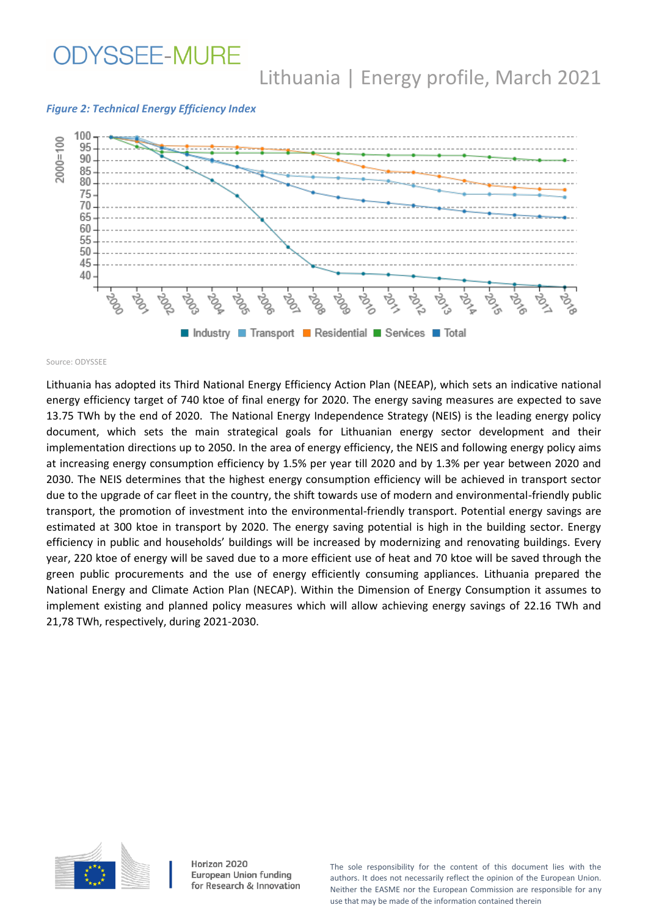*Figure 2: Technical Energy Efficiency Index*

Source: ODYSSEE

Lithuania has adopted its Third National Energy Efficiency Action Plan (NEEAP), which sets an indicative national energy efficiency target of 740 ktoe of final energy for 2020. The energy saving measures are expected to save 13.75 TWh by the end of 2020. The National Energy Independence Strategy (NEIS) is the leading energy policy document, which sets the main strategical goals for Lithuanian energy sector development and their implementation directions up to 2050. In the area of energy efficiency, the NEIS and following energy policy aims at increasing energy consumption efficiency by 1.5% per year till 2020 and by 1.3% per year between 2020 and 2030. The NEIS determines that the highest energy consumption efficiency will be achieved in transport sector due to the upgrade of car fleet in the country, the shift towards use of modern and environmental-friendly public transport, the promotion of investment into the environmental-friendly transport. Potential energy savings are estimated at 300 ktoe in transport by 2020. The energy saving potential is high in the building sector. Energy efficiency in public and households' buildings will be increased by modernizing and renovating buildings. Every year, 220 ktoe of energy will be saved due to a more efficient use of heat and 70 ktoe will be saved through the green public procurements and the use of energy efficiently consuming appliances. Lithuania prepared the National Energy and Climate Action Plan (NECAP). Within the Dimension of Energy Consumption it assumes to implement existing and planned policy measures which will allow achieving energy savings of 22.16 TWh and 21,78 TWh, respectively, during 2021-2030.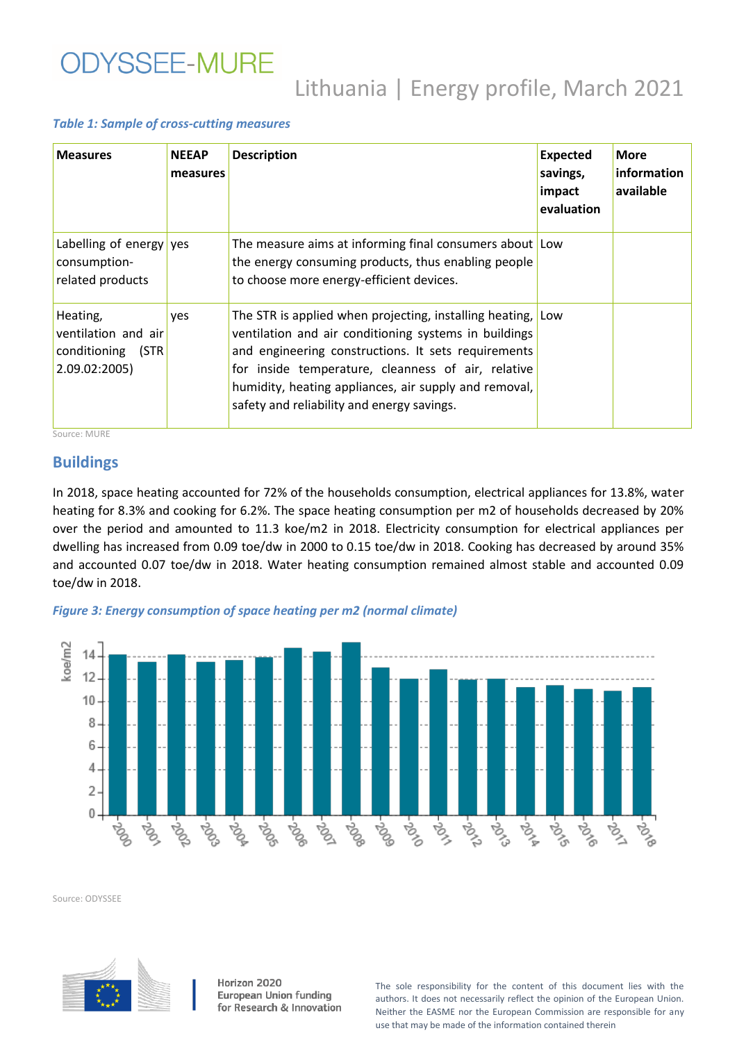*Table 1: Sample of cross-cutting measures*

| Measures | NEEAP measures | Description | Expected savings, impact evaluation | More information available |
|---|---|---|---|---|
| Labelling of energy consumption-related products | yes | The measure aims at informing final consumers about the energy consuming products, thus enabling people to choose more energy-efficient devices. | Low | |
| Heating, ventilation and air conditioning (STR 2.09.02:2005) | yes | The STR is applied when projecting, installing heating, ventilation and air conditioning systems in buildings and engineering constructions. It sets requirements for inside temperature, cleanness of air, relative humidity, heating appliances, air supply and removal, safety and reliability and energy savings. | Low | |

Source: MURE

## Buildings

In 2018, space heating accounted for 72% of the households consumption, electrical appliances for 13.8%, water heating for 8.3% and cooking for 6.2%. The space heating consumption per m2 of households decreased by 20% over the period and amounted to 11.3 koe/m2 in 2018. Electricity consumption for electrical appliances per dwelling has increased from 0.09 toe/dw in 2000 to 0.15 toe/dw in 2018. Cooking has decreased by around 35% and accounted 0.07 toe/dw in 2018. Water heating consumption remained almost stable and accounted 0.09 toe/dw in 2018.

*Figure 3: Energy consumption of space heating per m2 (normal climate)*

Source: ODYSSEE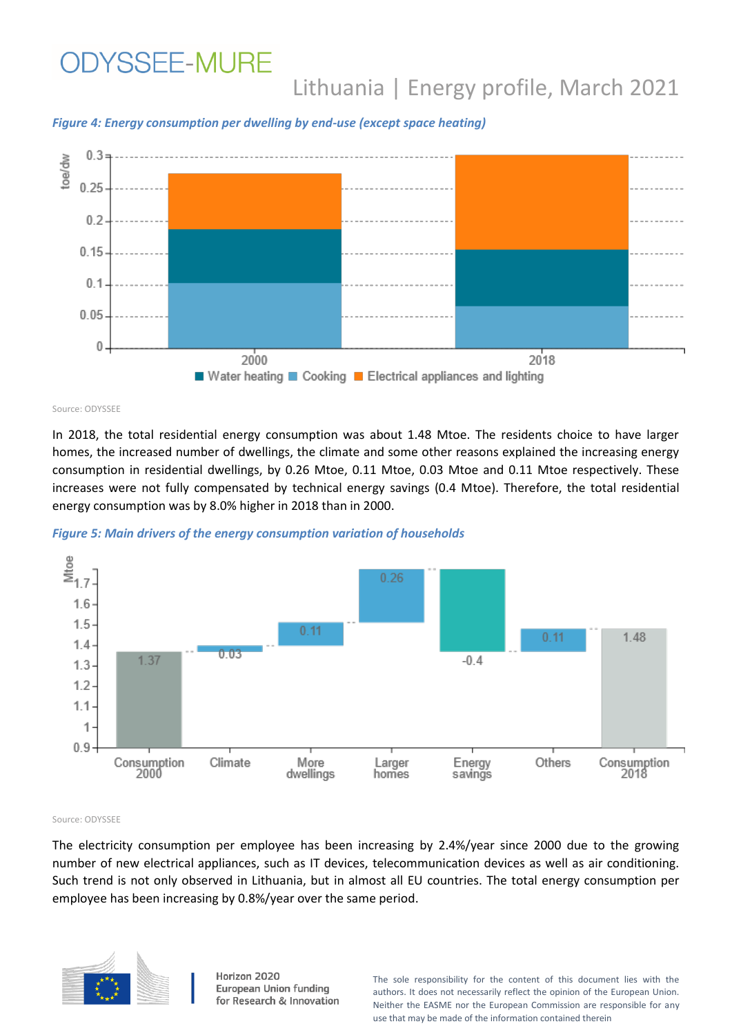*Figure 4: Energy consumption per dwelling by end-use (except space heating)*

Source: ODYSSEE

In 2018, the total residential energy consumption was about 1.48 Mtoe. The residents choice to have larger homes, the increased number of dwellings, the climate and some other reasons explained the increasing energy consumption in residential dwellings, by 0.26 Mtoe, 0.11 Mtoe, 0.03 Mtoe and 0.11 Mtoe respectively. These increases were not fully compensated by technical energy savings (0.4 Mtoe). Therefore, the total residential energy consumption was by 8.0% higher in 2018 than in 2000.

*Figure 5: Main drivers of the energy consumption variation of households*

Source: ODYSSEE

The electricity consumption per employee has been increasing by 2.4%/year since 2000 due to the growing number of new electrical appliances, such as IT devices, telecommunication devices as well as air conditioning. Such trend is not only observed in Lithuania, but in almost all EU countries. The total energy consumption per employee has been increasing by 0.8%/year over the same period.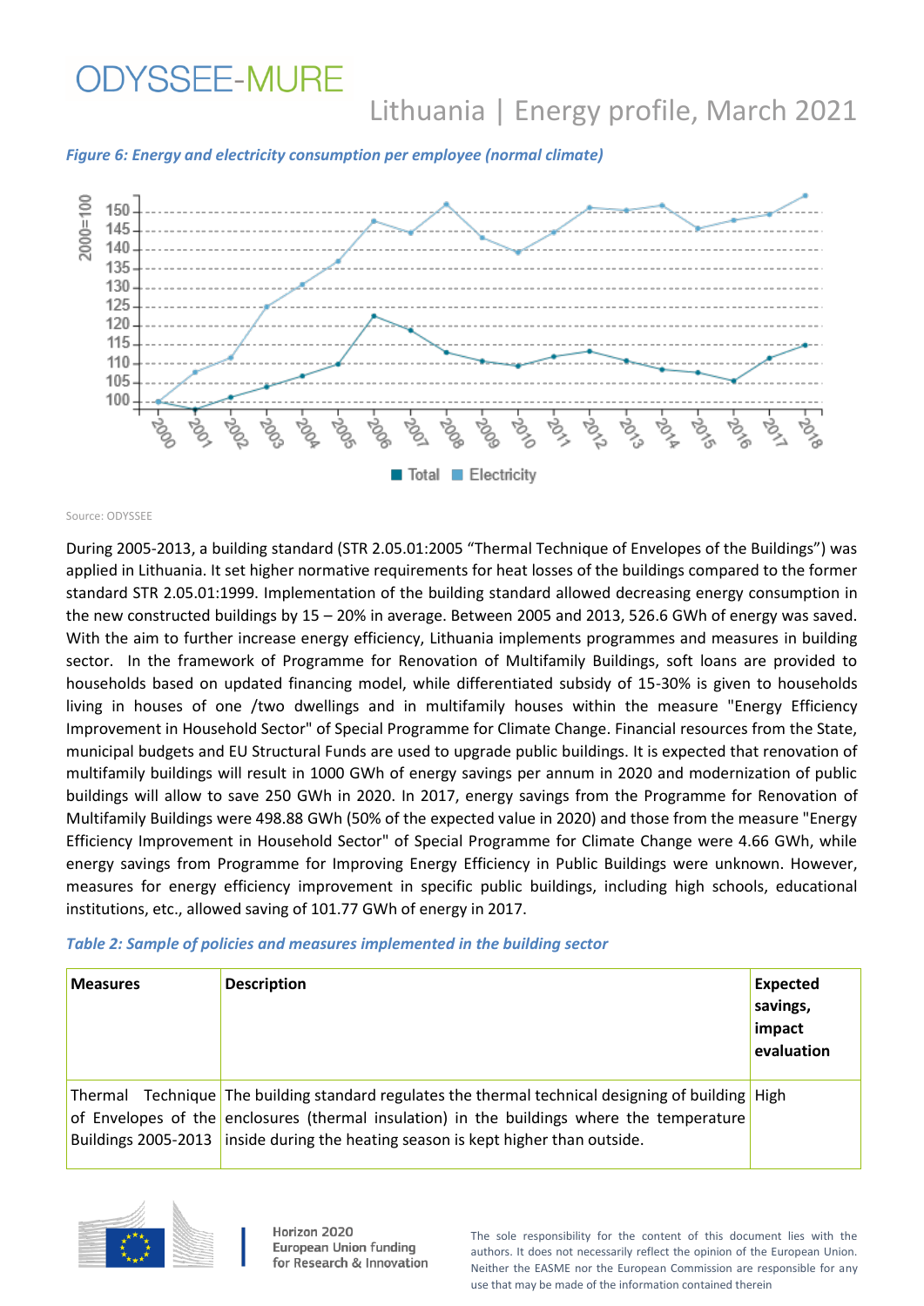*Figure 6: Energy and electricity consumption per employee (normal climate)*

Source: ODYSSEE

During 2005-2013, a building standard (STR 2.05.01:2005 "Thermal Technique of Envelopes of the Buildings") was applied in Lithuania. It set higher normative requirements for heat losses of the buildings compared to the former standard STR 2.05.01:1999. Implementation of the building standard allowed decreasing energy consumption in the new constructed buildings by 15 – 20% in average. Between 2005 and 2013, 526.6 GWh of energy was saved. With the aim to further increase energy efficiency, Lithuania implements programmes and measures in building sector. In the framework of Programme for Renovation of Multifamily Buildings, soft loans are provided to households based on updated financing model, while differentiated subsidy of 15-30% is given to households living in houses of one /two dwellings and in multifamily houses within the measure "Energy Efficiency Improvement in Household Sector" of Special Programme for Climate Change. Financial resources from the State, municipal budgets and EU Structural Funds are used to upgrade public buildings. It is expected that renovation of multifamily buildings will result in 1000 GWh of energy savings per annum in 2020 and modernization of public buildings will allow to save 250 GWh in 2020. In 2017, energy savings from the Programme for Renovation of Multifamily Buildings were 498.88 GWh (50% of the expected value in 2020) and those from the measure "Energy Efficiency Improvement in Household Sector" of Special Programme for Climate Change were 4.66 GWh, while energy savings from Programme for Improving Energy Efficiency in Public Buildings were unknown. However, measures for energy efficiency improvement in specific public buildings, including high schools, educational institutions, etc., allowed saving of 101.77 GWh of energy in 2017.

*Table 2: Sample of policies and measures implemented in the building sector*

| Measures | Description | Expected savings, impact evaluation |
|---|---|---|
| Thermal Technique of Envelopes of the Buildings 2005-2013 | The building standard regulates the thermal technical designing of building enclosures (thermal insulation) in the buildings where the temperature inside during the heating season is kept higher than outside. | High |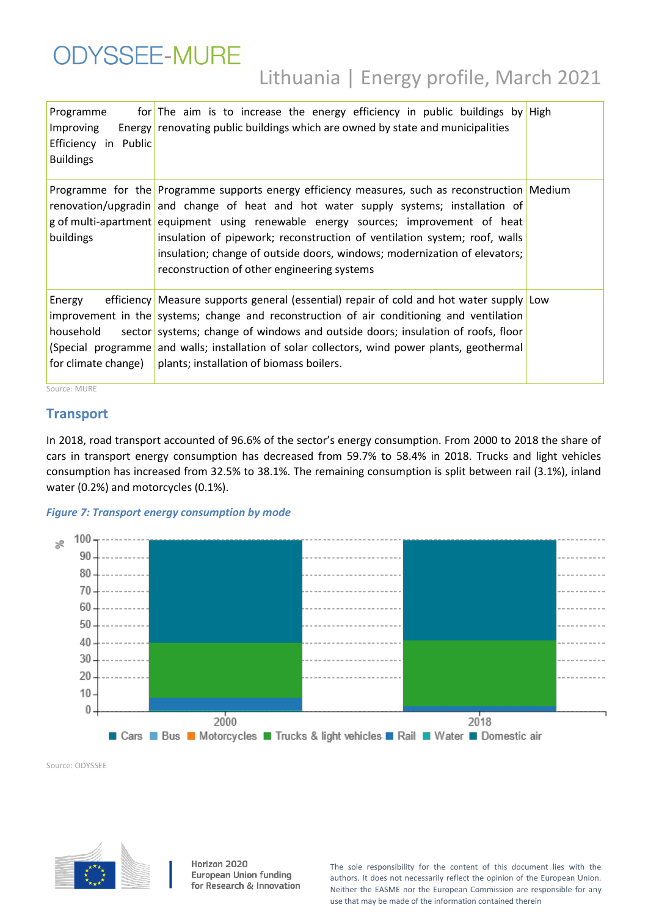| Programme for Improving Energy Efficiency in Public Buildings | The aim is to increase the energy efficiency in public buildings by renovating public buildings which are owned by state and municipalities | High |
|---|---|---|
| Programme for the renovation/upgrading of multi-apartment buildings | Programme supports energy efficiency measures, such as reconstruction and change of heat and hot water supply systems; installation of equipment using renewable energy sources; improvement of heat insulation of pipework; reconstruction of ventilation system; roof, walls insulation; change of outside doors, windows; modernization of elevators; reconstruction of other engineering systems | Medium |
| Energy efficiency improvement in the household sector (Special programme for climate change) | Measure supports general (essential) repair of cold and hot water supply systems; change and reconstruction of air conditioning and ventilation systems; change of windows and outside doors; insulation of roofs, floor and walls; installation of solar collectors, wind power plants, geothermal plants; installation of biomass boilers. | Low |

Source: MURE

## Transport

In 2018, road transport accounted of 96.6% of the sector's energy consumption. From 2000 to 2018 the share of cars in transport energy consumption has decreased from 59.7% to 58.4% in 2018. Trucks and light vehicles consumption has increased from 32.5% to 38.1%. The remaining consumption is split between rail (3.1%), inland water (0.2%) and motorcycles (0.1%).

*Figure 7: Transport energy consumption by mode*

Source: ODYSSEE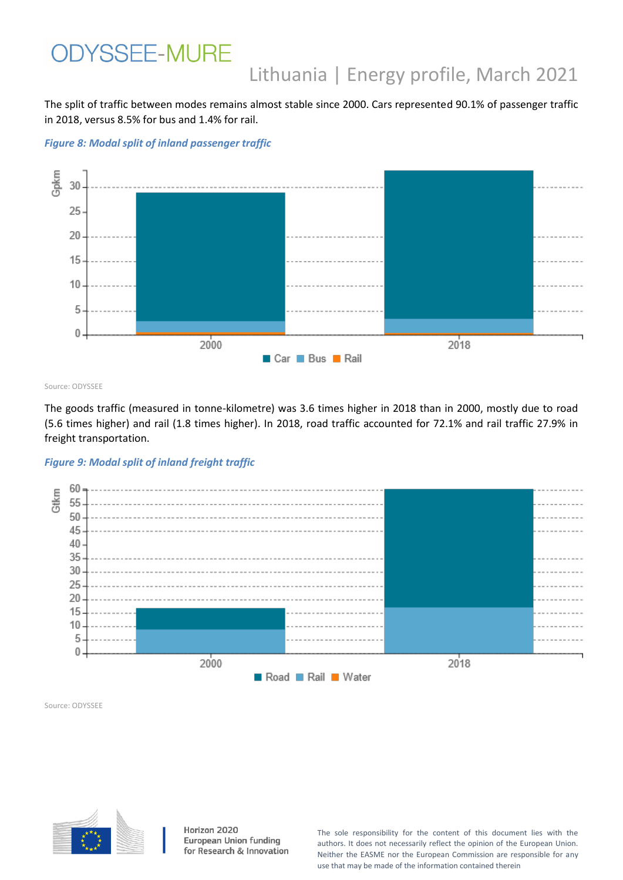The split of traffic between modes remains almost stable since 2000. Cars represented 90.1% of passenger traffic in 2018, versus 8.5% for bus and 1.4% for rail.

*Figure 8: Modal split of inland passenger traffic*

Source: ODYSSEE

The goods traffic (measured in tonne-kilometre) was 3.6 times higher in 2018 than in 2000, mostly due to road (5.6 times higher) and rail (1.8 times higher). In 2018, road traffic accounted for 72.1% and rail traffic 27.9% in freight transportation.

*Figure 9: Modal split of inland freight traffic*

Source: ODYSSEE

The sole responsibility for the content of this document lies with the authors. It does not necessarily reflect the opinion of the European Union. Neither the EASME nor the European Commission are responsible for any use that may be made of the information contained therein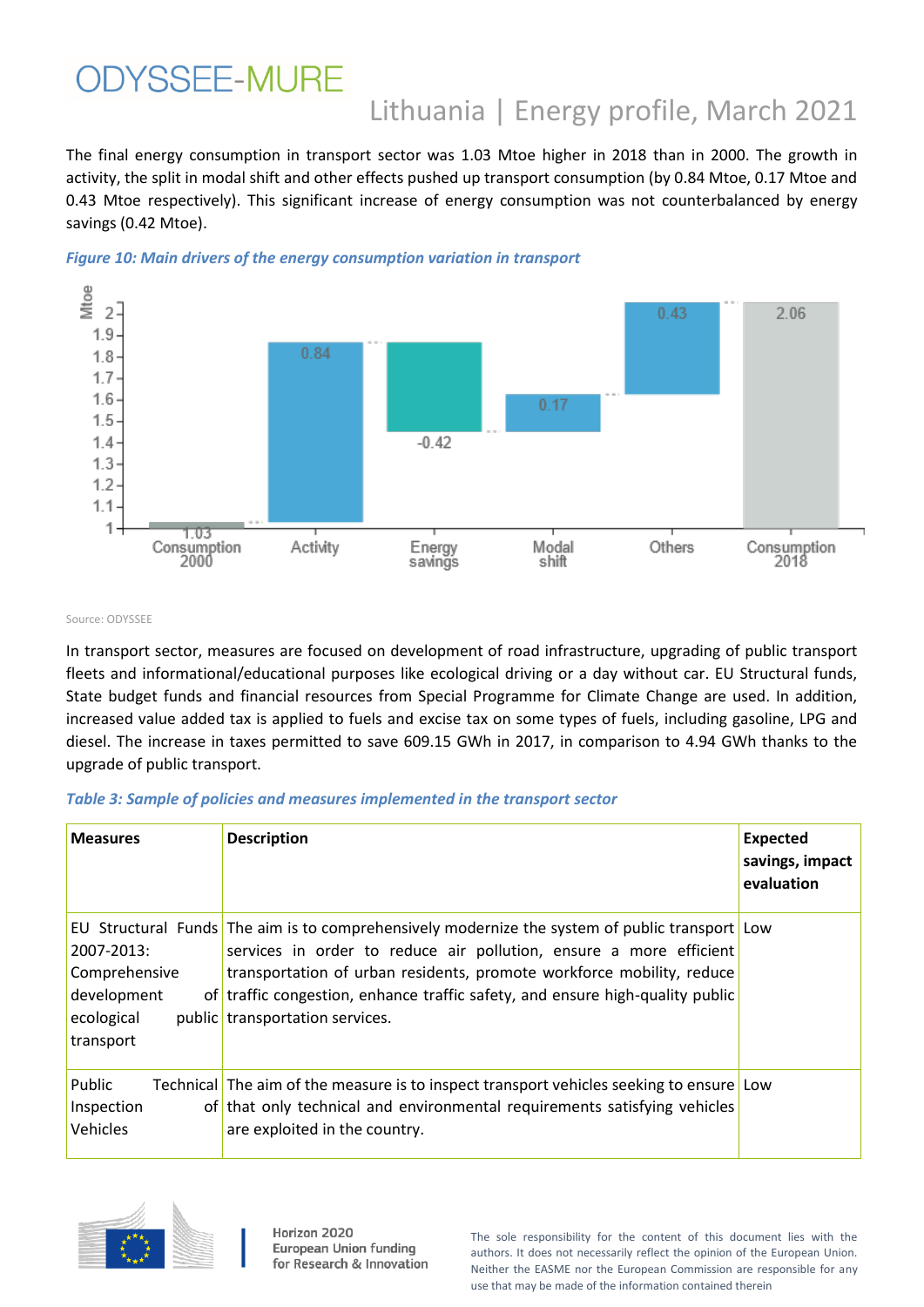The final energy consumption in transport sector was 1.03 Mtoe higher in 2018 than in 2000. The growth in activity, the split in modal shift and other effects pushed up transport consumption (by 0.84 Mtoe, 0.17 Mtoe and 0.43 Mtoe respectively). This significant increase of energy consumption was not counterbalanced by energy savings (0.42 Mtoe).

*Figure 10: Main drivers of the energy consumption variation in transport*

Source: ODYSSEE

In transport sector, measures are focused on development of road infrastructure, upgrading of public transport fleets and informational/educational purposes like ecological driving or a day without car. EU Structural funds, State budget funds and financial resources from Special Programme for Climate Change are used. In addition, increased value added tax is applied to fuels and excise tax on some types of fuels, including gasoline, LPG and diesel. The increase in taxes permitted to save 609.15 GWh in 2017, in comparison to 4.94 GWh thanks to the upgrade of public transport.

*Table 3: Sample of policies and measures implemented in the transport sector*

| Measures | Description | Expected savings, impact evaluation |
|---|---|---|
| EU Structural Funds 2007-2013: Comprehensive development of ecological public transport | The aim is to comprehensively modernize the system of public transport services in order to reduce air pollution, ensure a more efficient transportation of urban residents, promote workforce mobility, reduce traffic congestion, enhance traffic safety, and ensure high-quality public transportation services. | Low |
| Public Technical Inspection of Vehicles | The aim of the measure is to inspect transport vehicles seeking to ensure that only technical and environmental requirements satisfying vehicles are exploited in the country. | Low |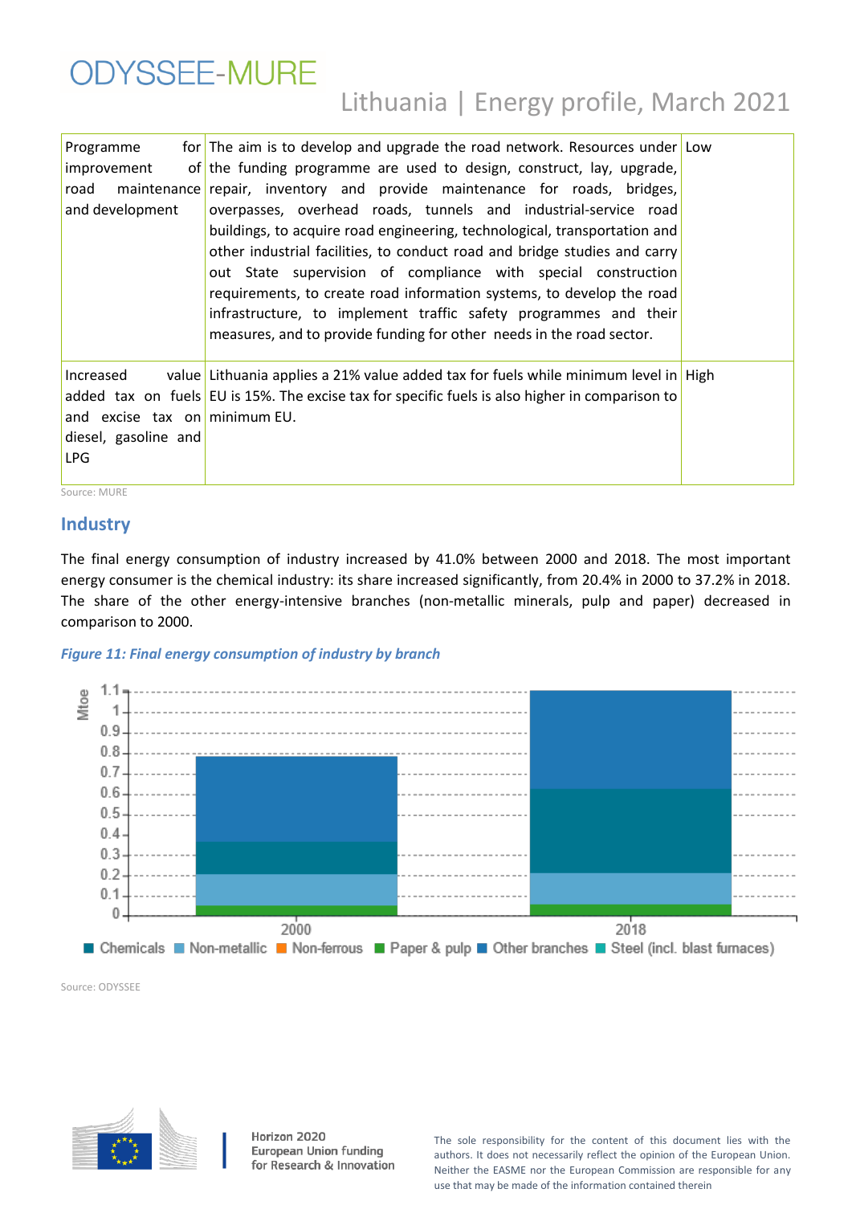| | | |
|---|---|---|
| Programme for improvement of road maintenance and development | The aim is to develop and upgrade the road network. Resources under the funding programme are used to design, construct, lay, upgrade, repair, inventory and provide maintenance for roads, bridges, overpasses, overhead roads, tunnels and industrial-service road buildings, to acquire road engineering, technological, transportation and other industrial facilities, to conduct road and bridge studies and carry out State supervision of compliance with special construction requirements, to create road information systems, to develop the road infrastructure, to implement traffic safety programmes and their measures, and to provide funding for other needs in the road sector. | Low |
| Increased value added tax on fuels and excise tax on diesel, gasoline and LPG | Lithuania applies a 21% value added tax for fuels while minimum level in EU is 15%. The excise tax for specific fuels is also higher in comparison to minimum EU. | High |

Source: MURE

## Industry

The final energy consumption of industry increased by 41.0% between 2000 and 2018. The most important energy consumer is the chemical industry: its share increased significantly, from 20.4% in 2000 to 37.2% in 2018. The share of the other energy-intensive branches (non-metallic minerals, pulp and paper) decreased in comparison to 2000.

*Figure 11: Final energy consumption of industry by branch*

Source: ODYSSEE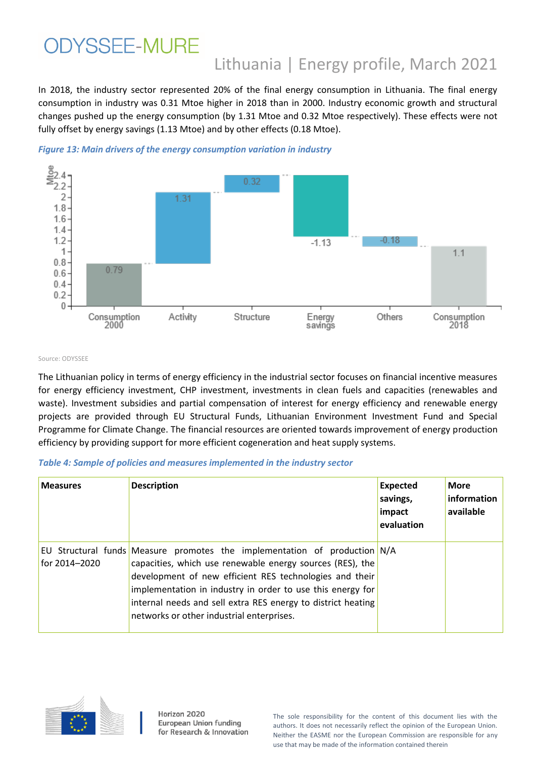In 2018, the industry sector represented 20% of the final energy consumption in Lithuania. The final energy consumption in industry was 0.31 Mtoe higher in 2018 than in 2000. Industry economic growth and structural changes pushed up the energy consumption (by 1.31 Mtoe and 0.32 Mtoe respectively). These effects were not fully offset by energy savings (1.13 Mtoe) and by other effects (0.18 Mtoe).

*Figure 13: Main drivers of the energy consumption variation in industry*

Source: ODYSSEE

The Lithuanian policy in terms of energy efficiency in the industrial sector focuses on financial incentive measures for energy efficiency investment, CHP investment, investments in clean fuels and capacities (renewables and waste). Investment subsidies and partial compensation of interest for energy efficiency and renewable energy projects are provided through EU Structural Funds, Lithuanian Environment Investment Fund and Special Programme for Climate Change. The financial resources are oriented towards improvement of energy production efficiency by providing support for more efficient cogeneration and heat supply systems.

*Table 4: Sample of policies and measures implemented in the industry sector*

| Measures | Description | Expected savings, impact evaluation | More information available |
|---|---|---|---|
| EU Structural funds for 2014–2020 | Measure promotes the implementation of production capacities, which use renewable energy sources (RES), the development of new efficient RES technologies and their implementation in industry in order to use this energy for internal needs and sell extra RES energy to district heating networks or other industrial enterprises. | N/A | |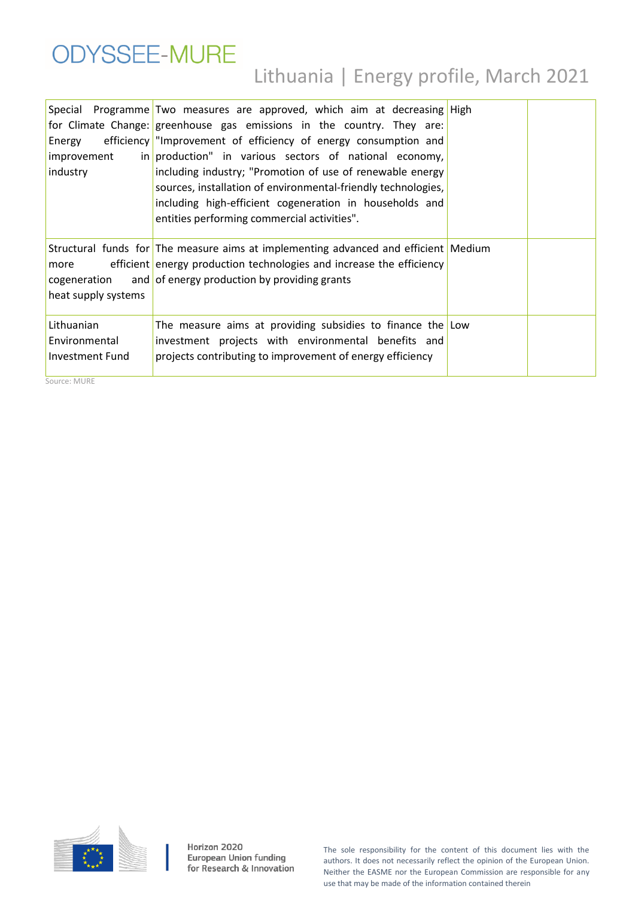| | | | |
|---|---|---|---|
| Special Programme for Climate Change: Energy efficiency improvement in industry | Two measures are approved, which aim at decreasing greenhouse gas emissions in the country. They are: "Improvement of efficiency of energy consumption and production" in various sectors of national economy, including industry; "Promotion of use of renewable energy sources, installation of environmental-friendly technologies, including high-efficient cogeneration in households and entities performing commercial activities". | High | |
| Structural funds for more efficient cogeneration and heat supply systems | The measure aims at implementing advanced and efficient energy production technologies and increase the efficiency of energy production by providing grants | Medium | |
| Lithuanian Environmental Investment Fund | The measure aims at providing subsidies to finance the investment projects with environmental benefits and projects contributing to improvement of energy efficiency | Low | |

Source: MURE